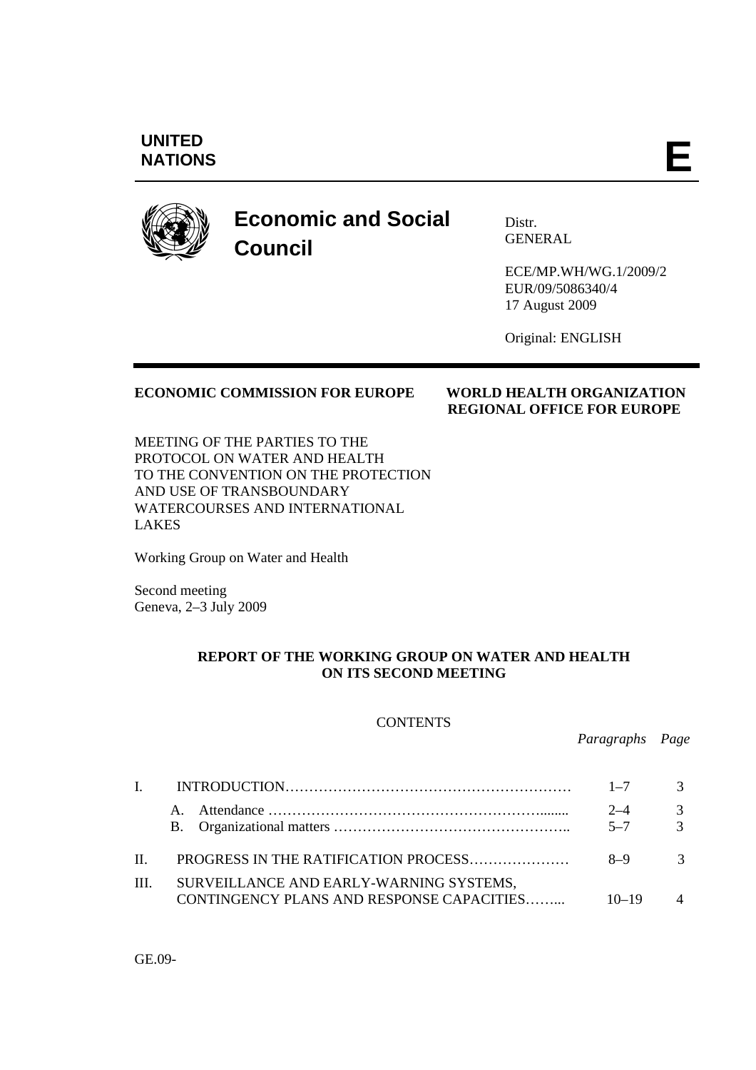**UNITED NATIONS** **E**

# Economic and Social Council

Distr.
GENERAL

ECE/MP.WH/WG.1/2009/2
EUR/09/5086340/4
17 August 2009

Original: ENGLISH

**ECONOMIC COMMISSION FOR EUROPE** **WORLD HEALTH ORGANIZATION REGIONAL OFFICE FOR EUROPE**

MEETING OF THE PARTIES TO THE PROTOCOL ON WATER AND HEALTH TO THE CONVENTION ON THE PROTECTION AND USE OF TRANSBOUNDARY WATERCOURSES AND INTERNATIONAL LAKES

Working Group on Water and Health

Second meeting
Geneva, 2–3 July 2009

## REPORT OF THE WORKING GROUP ON WATER AND HEALTH ON ITS SECOND MEETING

CONTENTS

| | | *Paragraphs* | *Page* |
|---|---|---|---|
| I. | INTRODUCTION | 1–7 | 3 |
| | A. Attendance | 2–4 | 3 |
| | B. Organizational matters | 5–7 | 3 |
| II. | PROGRESS IN THE RATIFICATION PROCESS | 8–9 | 3 |
| III. | SURVEILLANCE AND EARLY-WARNING SYSTEMS, CONTINGENCY PLANS AND RESPONSE CAPACITIES | 10–19 | 4 |

GE.09-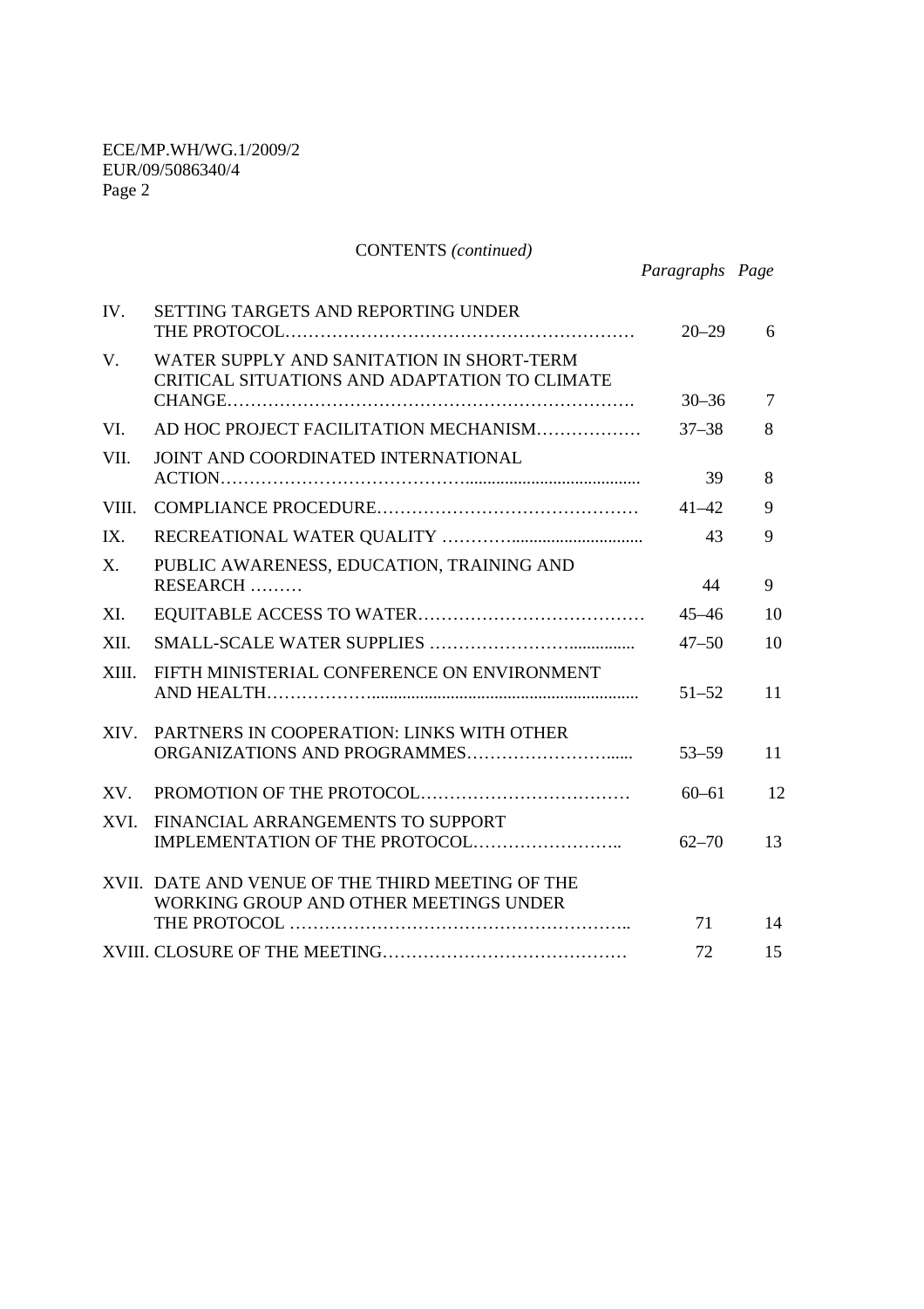CONTENTS *(continued)*

| | | *Paragraphs* | *Page* |
|---|---|---|---|
| IV. | SETTING TARGETS AND REPORTING UNDER THE PROTOCOL | 20–29 | 6 |
| V. | WATER SUPPLY AND SANITATION IN SHORT-TERM CRITICAL SITUATIONS AND ADAPTATION TO CLIMATE CHANGE | 30–36 | 7 |
| VI. | AD HOC PROJECT FACILITATION MECHANISM | 37–38 | 8 |
| VII. | JOINT AND COORDINATED INTERNATIONAL ACTION | 39 | 8 |
| VIII. | COMPLIANCE PROCEDURE | 41–42 | 9 |
| IX. | RECREATIONAL WATER QUALITY | 43 | 9 |
| X. | PUBLIC AWARENESS, EDUCATION, TRAINING AND RESEARCH | 44 | 9 |
| XI. | EQUITABLE ACCESS TO WATER | 45–46 | 10 |
| XII. | SMALL-SCALE WATER SUPPLIES | 47–50 | 10 |
| XIII. | FIFTH MINISTERIAL CONFERENCE ON ENVIRONMENT AND HEALTH | 51–52 | 11 |
| XIV. | PARTNERS IN COOPERATION: LINKS WITH OTHER ORGANIZATIONS AND PROGRAMMES | 53–59 | 11 |
| XV. | PROMOTION OF THE PROTOCOL | 60–61 | 12 |
| XVI. | FINANCIAL ARRANGEMENTS TO SUPPORT IMPLEMENTATION OF THE PROTOCOL | 62–70 | 13 |
| XVII. | DATE AND VENUE OF THE THIRD MEETING OF THE WORKING GROUP AND OTHER MEETINGS UNDER THE PROTOCOL | 71 | 14 |
| XVIII. | CLOSURE OF THE MEETING | 72 | 15 |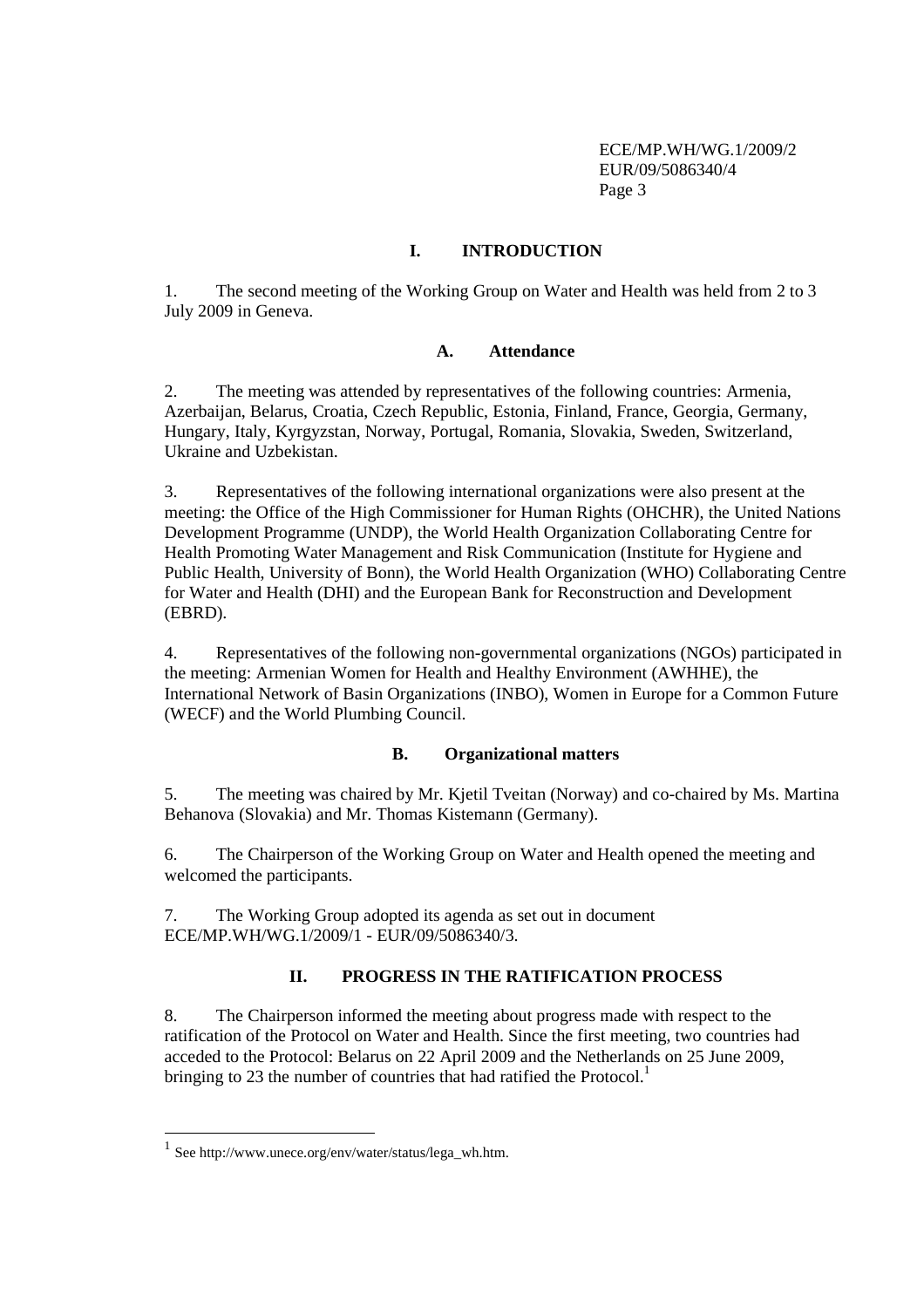## I. INTRODUCTION

1. The second meeting of the Working Group on Water and Health was held from 2 to 3 July 2009 in Geneva.

### A. Attendance

2. The meeting was attended by representatives of the following countries: Armenia, Azerbaijan, Belarus, Croatia, Czech Republic, Estonia, Finland, France, Georgia, Germany, Hungary, Italy, Kyrgyzstan, Norway, Portugal, Romania, Slovakia, Sweden, Switzerland, Ukraine and Uzbekistan.

3. Representatives of the following international organizations were also present at the meeting: the Office of the High Commissioner for Human Rights (OHCHR), the United Nations Development Programme (UNDP), the World Health Organization Collaborating Centre for Health Promoting Water Management and Risk Communication (Institute for Hygiene and Public Health, University of Bonn), the World Health Organization (WHO) Collaborating Centre for Water and Health (DHI) and the European Bank for Reconstruction and Development (EBRD).

4. Representatives of the following non-governmental organizations (NGOs) participated in the meeting: Armenian Women for Health and Healthy Environment (AWHHE), the International Network of Basin Organizations (INBO), Women in Europe for a Common Future (WECF) and the World Plumbing Council.

### B. Organizational matters

5. The meeting was chaired by Mr. Kjetil Tveitan (Norway) and co-chaired by Ms. Martina Behanova (Slovakia) and Mr. Thomas Kistemann (Germany).

6. The Chairperson of the Working Group on Water and Health opened the meeting and welcomed the participants.

7. The Working Group adopted its agenda as set out in document ECE/MP.WH/WG.1/2009/1 - EUR/09/5086340/3.

## II. PROGRESS IN THE RATIFICATION PROCESS

8. The Chairperson informed the meeting about progress made with respect to the ratification of the Protocol on Water and Health. Since the first meeting, two countries had acceded to the Protocol: Belarus on 22 April 2009 and the Netherlands on 25 June 2009, bringing to 23 the number of countries that had ratified the Protocol.[1]

[1] See http://www.unece.org/env/water/status/lega_wh.htm.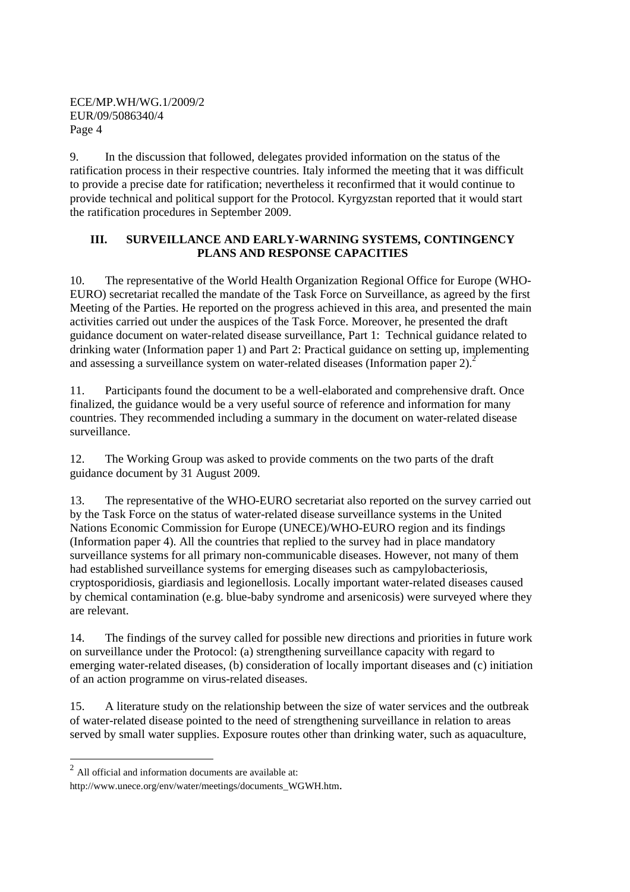9. In the discussion that followed, delegates provided information on the status of the ratification process in their respective countries. Italy informed the meeting that it was difficult to provide a precise date for ratification; nevertheless it reconfirmed that it would continue to provide technical and political support for the Protocol. Kyrgyzstan reported that it would start the ratification procedures in September 2009.

## III. SURVEILLANCE AND EARLY-WARNING SYSTEMS, CONTINGENCY PLANS AND RESPONSE CAPACITIES

10. The representative of the World Health Organization Regional Office for Europe (WHO-EURO) secretariat recalled the mandate of the Task Force on Surveillance, as agreed by the first Meeting of the Parties. He reported on the progress achieved in this area, and presented the main activities carried out under the auspices of the Task Force. Moreover, he presented the draft guidance document on water-related disease surveillance, Part 1: Technical guidance related to drinking water (Information paper 1) and Part 2: Practical guidance on setting up, implementing and assessing a surveillance system on water-related diseases (Information paper 2).[2]

11. Participants found the document to be a well-elaborated and comprehensive draft. Once finalized, the guidance would be a very useful source of reference and information for many countries. They recommended including a summary in the document on water-related disease surveillance.

12. The Working Group was asked to provide comments on the two parts of the draft guidance document by 31 August 2009.

13. The representative of the WHO-EURO secretariat also reported on the survey carried out by the Task Force on the status of water-related disease surveillance systems in the United Nations Economic Commission for Europe (UNECE)/WHO-EURO region and its findings (Information paper 4). All the countries that replied to the survey had in place mandatory surveillance systems for all primary non-communicable diseases. However, not many of them had established surveillance systems for emerging diseases such as campylobacteriosis, cryptosporidiosis, giardiasis and legionellosis. Locally important water-related diseases caused by chemical contamination (e.g. blue-baby syndrome and arsenicosis) were surveyed where they are relevant.

14. The findings of the survey called for possible new directions and priorities in future work on surveillance under the Protocol: (a) strengthening surveillance capacity with regard to emerging water-related diseases, (b) consideration of locally important diseases and (c) initiation of an action programme on virus-related diseases.

15. A literature study on the relationship between the size of water services and the outbreak of water-related disease pointed to the need of strengthening surveillance in relation to areas served by small water supplies. Exposure routes other than drinking water, such as aquaculture,

---

[2] All official and information documents are available at: http://www.unece.org/env/water/meetings/documents_WGWH.htm.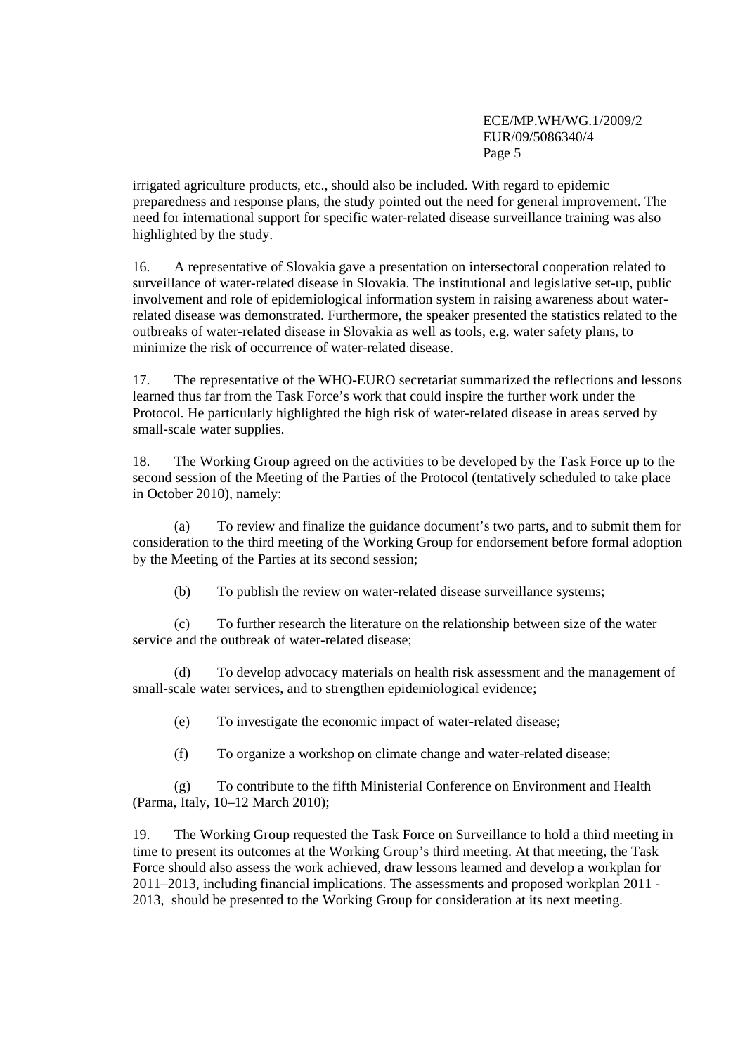irrigated agriculture products, etc., should also be included. With regard to epidemic preparedness and response plans, the study pointed out the need for general improvement. The need for international support for specific water-related disease surveillance training was also highlighted by the study.

16. A representative of Slovakia gave a presentation on intersectoral cooperation related to surveillance of water-related disease in Slovakia. The institutional and legislative set-up, public involvement and role of epidemiological information system in raising awareness about water-related disease was demonstrated. Furthermore, the speaker presented the statistics related to the outbreaks of water-related disease in Slovakia as well as tools, e.g. water safety plans, to minimize the risk of occurrence of water-related disease.

17. The representative of the WHO-EURO secretariat summarized the reflections and lessons learned thus far from the Task Force's work that could inspire the further work under the Protocol. He particularly highlighted the high risk of water-related disease in areas served by small-scale water supplies.

18. The Working Group agreed on the activities to be developed by the Task Force up to the second session of the Meeting of the Parties of the Protocol (tentatively scheduled to take place in October 2010), namely:

(a) To review and finalize the guidance document's two parts, and to submit them for consideration to the third meeting of the Working Group for endorsement before formal adoption by the Meeting of the Parties at its second session;

(b) To publish the review on water-related disease surveillance systems;

(c) To further research the literature on the relationship between size of the water service and the outbreak of water-related disease;

(d) To develop advocacy materials on health risk assessment and the management of small-scale water services, and to strengthen epidemiological evidence;

(e) To investigate the economic impact of water-related disease;

(f) To organize a workshop on climate change and water-related disease;

(g) To contribute to the fifth Ministerial Conference on Environment and Health (Parma, Italy, 10–12 March 2010);

19. The Working Group requested the Task Force on Surveillance to hold a third meeting in time to present its outcomes at the Working Group's third meeting. At that meeting, the Task Force should also assess the work achieved, draw lessons learned and develop a workplan for 2011–2013, including financial implications. The assessments and proposed workplan 2011 - 2013, should be presented to the Working Group for consideration at its next meeting.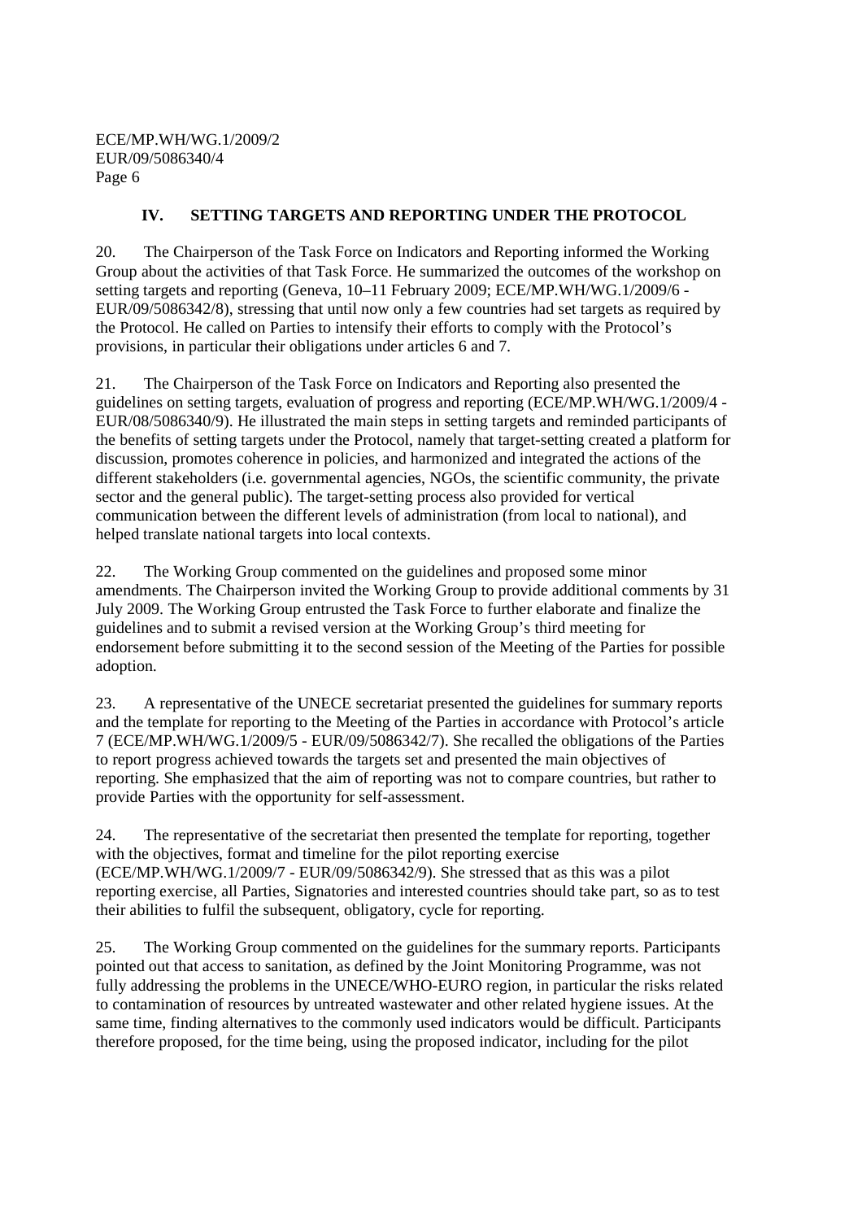## IV. SETTING TARGETS AND REPORTING UNDER THE PROTOCOL

20. The Chairperson of the Task Force on Indicators and Reporting informed the Working Group about the activities of that Task Force. He summarized the outcomes of the workshop on setting targets and reporting (Geneva, 10–11 February 2009; ECE/MP.WH/WG.1/2009/6 - EUR/09/5086342/8), stressing that until now only a few countries had set targets as required by the Protocol. He called on Parties to intensify their efforts to comply with the Protocol's provisions, in particular their obligations under articles 6 and 7.

21. The Chairperson of the Task Force on Indicators and Reporting also presented the guidelines on setting targets, evaluation of progress and reporting (ECE/MP.WH/WG.1/2009/4 - EUR/08/5086340/9). He illustrated the main steps in setting targets and reminded participants of the benefits of setting targets under the Protocol, namely that target-setting created a platform for discussion, promotes coherence in policies, and harmonized and integrated the actions of the different stakeholders (i.e. governmental agencies, NGOs, the scientific community, the private sector and the general public). The target-setting process also provided for vertical communication between the different levels of administration (from local to national), and helped translate national targets into local contexts.

22. The Working Group commented on the guidelines and proposed some minor amendments. The Chairperson invited the Working Group to provide additional comments by 31 July 2009. The Working Group entrusted the Task Force to further elaborate and finalize the guidelines and to submit a revised version at the Working Group's third meeting for endorsement before submitting it to the second session of the Meeting of the Parties for possible adoption.

23. A representative of the UNECE secretariat presented the guidelines for summary reports and the template for reporting to the Meeting of the Parties in accordance with Protocol's article 7 (ECE/MP.WH/WG.1/2009/5 - EUR/09/5086342/7). She recalled the obligations of the Parties to report progress achieved towards the targets set and presented the main objectives of reporting. She emphasized that the aim of reporting was not to compare countries, but rather to provide Parties with the opportunity for self-assessment.

24. The representative of the secretariat then presented the template for reporting, together with the objectives, format and timeline for the pilot reporting exercise (ECE/MP.WH/WG.1/2009/7 - EUR/09/5086342/9). She stressed that as this was a pilot reporting exercise, all Parties, Signatories and interested countries should take part, so as to test their abilities to fulfil the subsequent, obligatory, cycle for reporting.

25. The Working Group commented on the guidelines for the summary reports. Participants pointed out that access to sanitation, as defined by the Joint Monitoring Programme, was not fully addressing the problems in the UNECE/WHO-EURO region, in particular the risks related to contamination of resources by untreated wastewater and other related hygiene issues. At the same time, finding alternatives to the commonly used indicators would be difficult. Participants therefore proposed, for the time being, using the proposed indicator, including for the pilot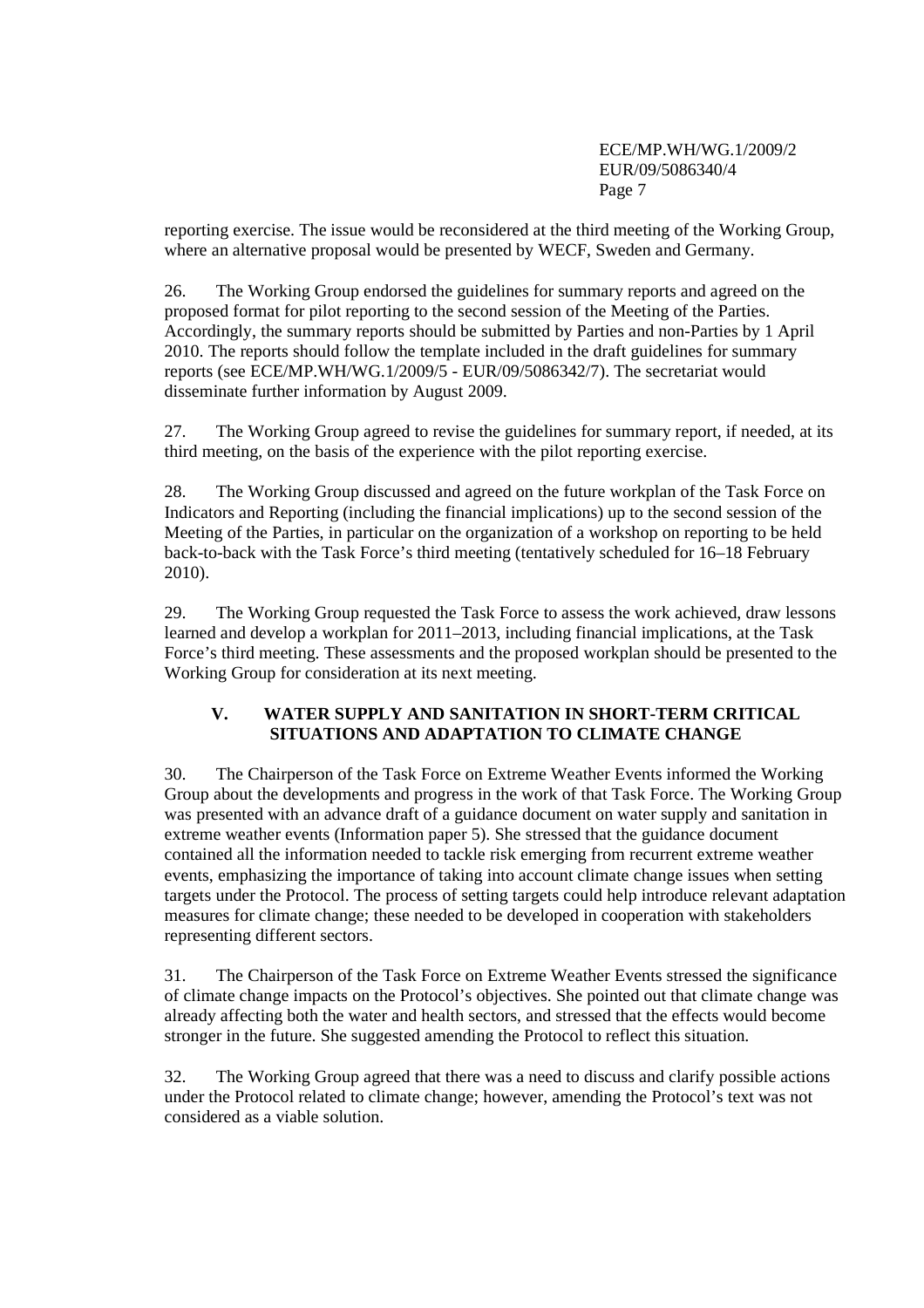reporting exercise. The issue would be reconsidered at the third meeting of the Working Group, where an alternative proposal would be presented by WECF, Sweden and Germany.

26. The Working Group endorsed the guidelines for summary reports and agreed on the proposed format for pilot reporting to the second session of the Meeting of the Parties. Accordingly, the summary reports should be submitted by Parties and non-Parties by 1 April 2010. The reports should follow the template included in the draft guidelines for summary reports (see ECE/MP.WH/WG.1/2009/5 - EUR/09/5086342/7). The secretariat would disseminate further information by August 2009.

27. The Working Group agreed to revise the guidelines for summary report, if needed, at its third meeting, on the basis of the experience with the pilot reporting exercise.

28. The Working Group discussed and agreed on the future workplan of the Task Force on Indicators and Reporting (including the financial implications) up to the second session of the Meeting of the Parties, in particular on the organization of a workshop on reporting to be held back-to-back with the Task Force's third meeting (tentatively scheduled for 16–18 February 2010).

29. The Working Group requested the Task Force to assess the work achieved, draw lessons learned and develop a workplan for 2011–2013, including financial implications, at the Task Force's third meeting. These assessments and the proposed workplan should be presented to the Working Group for consideration at its next meeting.

## V. WATER SUPPLY AND SANITATION IN SHORT-TERM CRITICAL SITUATIONS AND ADAPTATION TO CLIMATE CHANGE

30. The Chairperson of the Task Force on Extreme Weather Events informed the Working Group about the developments and progress in the work of that Task Force. The Working Group was presented with an advance draft of a guidance document on water supply and sanitation in extreme weather events (Information paper 5). She stressed that the guidance document contained all the information needed to tackle risk emerging from recurrent extreme weather events, emphasizing the importance of taking into account climate change issues when setting targets under the Protocol. The process of setting targets could help introduce relevant adaptation measures for climate change; these needed to be developed in cooperation with stakeholders representing different sectors.

31. The Chairperson of the Task Force on Extreme Weather Events stressed the significance of climate change impacts on the Protocol's objectives. She pointed out that climate change was already affecting both the water and health sectors, and stressed that the effects would become stronger in the future. She suggested amending the Protocol to reflect this situation.

32. The Working Group agreed that there was a need to discuss and clarify possible actions under the Protocol related to climate change; however, amending the Protocol's text was not considered as a viable solution.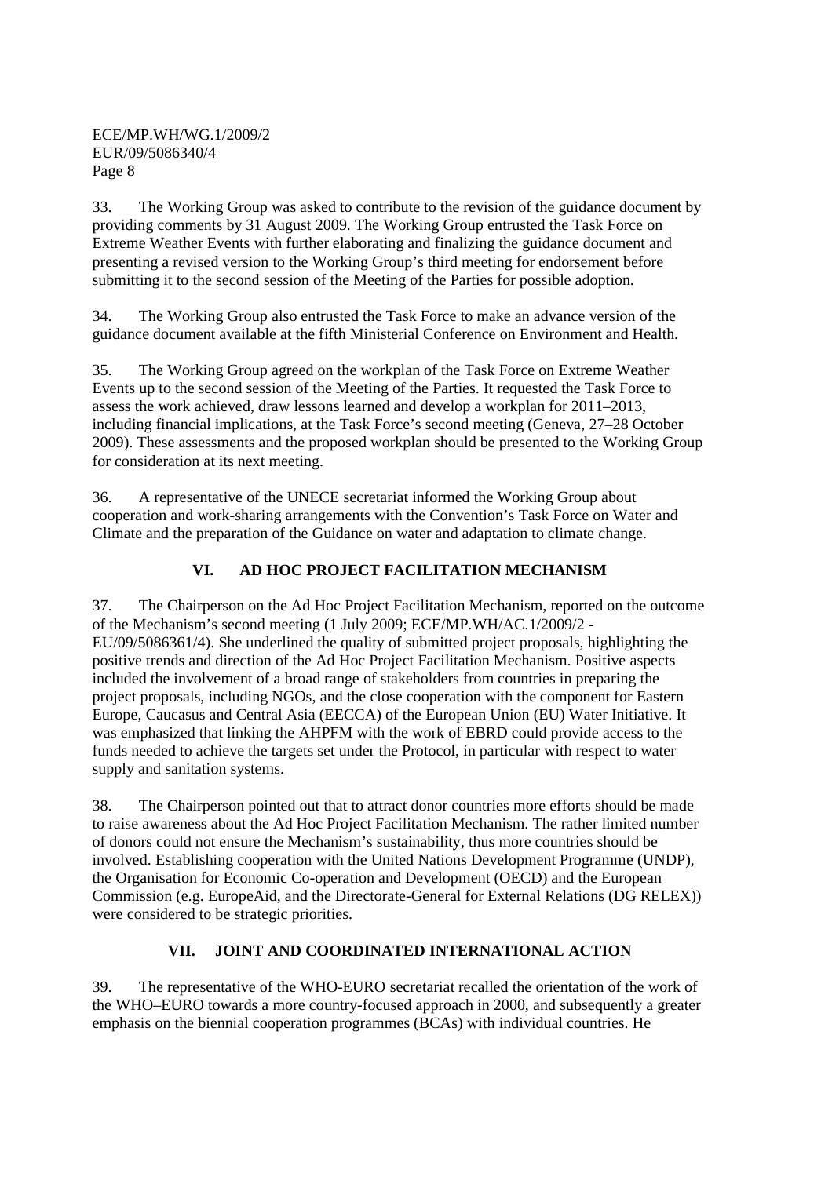33. The Working Group was asked to contribute to the revision of the guidance document by providing comments by 31 August 2009. The Working Group entrusted the Task Force on Extreme Weather Events with further elaborating and finalizing the guidance document and presenting a revised version to the Working Group's third meeting for endorsement before submitting it to the second session of the Meeting of the Parties for possible adoption.

34. The Working Group also entrusted the Task Force to make an advance version of the guidance document available at the fifth Ministerial Conference on Environment and Health.

35. The Working Group agreed on the workplan of the Task Force on Extreme Weather Events up to the second session of the Meeting of the Parties. It requested the Task Force to assess the work achieved, draw lessons learned and develop a workplan for 2011–2013, including financial implications, at the Task Force's second meeting (Geneva, 27–28 October 2009). These assessments and the proposed workplan should be presented to the Working Group for consideration at its next meeting.

36. A representative of the UNECE secretariat informed the Working Group about cooperation and work-sharing arrangements with the Convention's Task Force on Water and Climate and the preparation of the Guidance on water and adaptation to climate change.

## VI. AD HOC PROJECT FACILITATION MECHANISM

37. The Chairperson on the Ad Hoc Project Facilitation Mechanism, reported on the outcome of the Mechanism's second meeting (1 July 2009; ECE/MP.WH/AC.1/2009/2 - EU/09/5086361/4). She underlined the quality of submitted project proposals, highlighting the positive trends and direction of the Ad Hoc Project Facilitation Mechanism. Positive aspects included the involvement of a broad range of stakeholders from countries in preparing the project proposals, including NGOs, and the close cooperation with the component for Eastern Europe, Caucasus and Central Asia (EECCA) of the European Union (EU) Water Initiative. It was emphasized that linking the AHPFM with the work of EBRD could provide access to the funds needed to achieve the targets set under the Protocol, in particular with respect to water supply and sanitation systems.

38. The Chairperson pointed out that to attract donor countries more efforts should be made to raise awareness about the Ad Hoc Project Facilitation Mechanism. The rather limited number of donors could not ensure the Mechanism's sustainability, thus more countries should be involved. Establishing cooperation with the United Nations Development Programme (UNDP), the Organisation for Economic Co-operation and Development (OECD) and the European Commission (e.g. EuropeAid, and the Directorate-General for External Relations (DG RELEX)) were considered to be strategic priorities.

## VII. JOINT AND COORDINATED INTERNATIONAL ACTION

39. The representative of the WHO-EURO secretariat recalled the orientation of the work of the WHO–EURO towards a more country-focused approach in 2000, and subsequently a greater emphasis on the biennial cooperation programmes (BCAs) with individual countries. He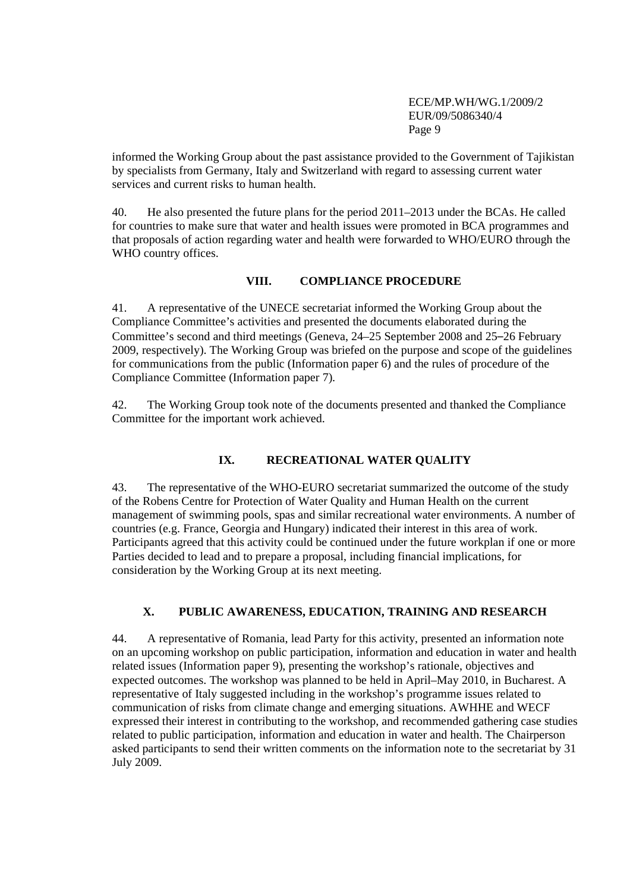informed the Working Group about the past assistance provided to the Government of Tajikistan by specialists from Germany, Italy and Switzerland with regard to assessing current water services and current risks to human health.

40. He also presented the future plans for the period 2011–2013 under the BCAs. He called for countries to make sure that water and health issues were promoted in BCA programmes and that proposals of action regarding water and health were forwarded to WHO/EURO through the WHO country offices.

## VIII. COMPLIANCE PROCEDURE

41. A representative of the UNECE secretariat informed the Working Group about the Compliance Committee's activities and presented the documents elaborated during the Committee's second and third meetings (Geneva, 24–25 September 2008 and 25–26 February 2009, respectively). The Working Group was briefed on the purpose and scope of the guidelines for communications from the public (Information paper 6) and the rules of procedure of the Compliance Committee (Information paper 7).

42. The Working Group took note of the documents presented and thanked the Compliance Committee for the important work achieved.

## IX. RECREATIONAL WATER QUALITY

43. The representative of the WHO-EURO secretariat summarized the outcome of the study of the Robens Centre for Protection of Water Quality and Human Health on the current management of swimming pools, spas and similar recreational water environments. A number of countries (e.g. France, Georgia and Hungary) indicated their interest in this area of work. Participants agreed that this activity could be continued under the future workplan if one or more Parties decided to lead and to prepare a proposal, including financial implications, for consideration by the Working Group at its next meeting.

## X. PUBLIC AWARENESS, EDUCATION, TRAINING AND RESEARCH

44. A representative of Romania, lead Party for this activity, presented an information note on an upcoming workshop on public participation, information and education in water and health related issues (Information paper 9), presenting the workshop's rationale, objectives and expected outcomes. The workshop was planned to be held in April–May 2010, in Bucharest. A representative of Italy suggested including in the workshop's programme issues related to communication of risks from climate change and emerging situations. AWHHE and WECF expressed their interest in contributing to the workshop, and recommended gathering case studies related to public participation, information and education in water and health. The Chairperson asked participants to send their written comments on the information note to the secretariat by 31 July 2009.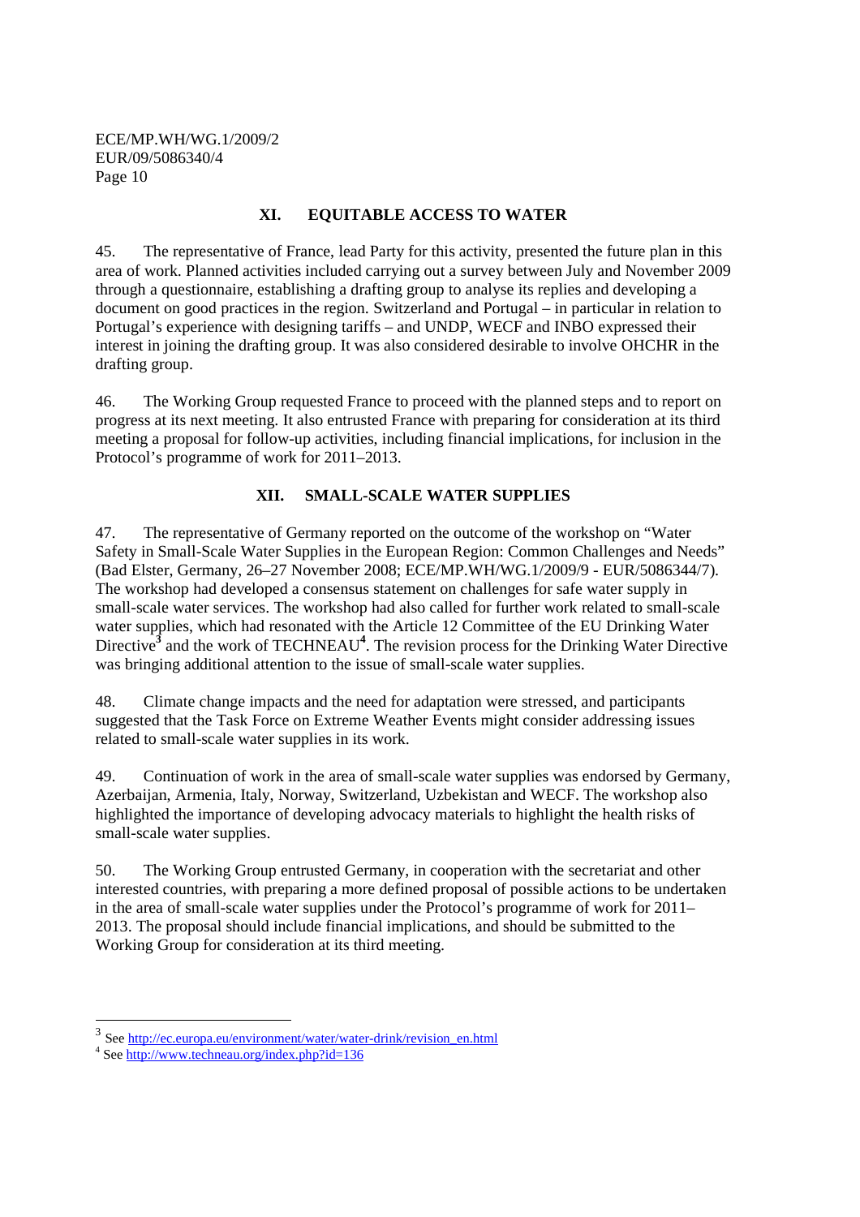## XI. EQUITABLE ACCESS TO WATER

45. The representative of France, lead Party for this activity, presented the future plan in this area of work. Planned activities included carrying out a survey between July and November 2009 through a questionnaire, establishing a drafting group to analyse its replies and developing a document on good practices in the region. Switzerland and Portugal – in particular in relation to Portugal's experience with designing tariffs – and UNDP, WECF and INBO expressed their interest in joining the drafting group. It was also considered desirable to involve OHCHR in the drafting group.

46. The Working Group requested France to proceed with the planned steps and to report on progress at its next meeting. It also entrusted France with preparing for consideration at its third meeting a proposal for follow-up activities, including financial implications, for inclusion in the Protocol's programme of work for 2011–2013.

## XII. SMALL-SCALE WATER SUPPLIES

47. The representative of Germany reported on the outcome of the workshop on "Water Safety in Small-Scale Water Supplies in the European Region: Common Challenges and Needs" (Bad Elster, Germany, 26–27 November 2008; ECE/MP.WH/WG.1/2009/9 - EUR/5086344/7). The workshop had developed a consensus statement on challenges for safe water supply in small-scale water services. The workshop had also called for further work related to small-scale water supplies, which had resonated with the Article 12 Committee of the EU Drinking Water Directive[3] and the work of TECHNEAU[4]. The revision process for the Drinking Water Directive was bringing additional attention to the issue of small-scale water supplies.

48. Climate change impacts and the need for adaptation were stressed, and participants suggested that the Task Force on Extreme Weather Events might consider addressing issues related to small-scale water supplies in its work.

49. Continuation of work in the area of small-scale water supplies was endorsed by Germany, Azerbaijan, Armenia, Italy, Norway, Switzerland, Uzbekistan and WECF. The workshop also highlighted the importance of developing advocacy materials to highlight the health risks of small-scale water supplies.

50. The Working Group entrusted Germany, in cooperation with the secretariat and other interested countries, with preparing a more defined proposal of possible actions to be undertaken in the area of small-scale water supplies under the Protocol's programme of work for 2011–2013. The proposal should include financial implications, and should be submitted to the Working Group for consideration at its third meeting.

---

[3] See http://ec.europa.eu/environment/water/water-drink/revision_en.html

[4] See http://www.techneau.org/index.php?id=136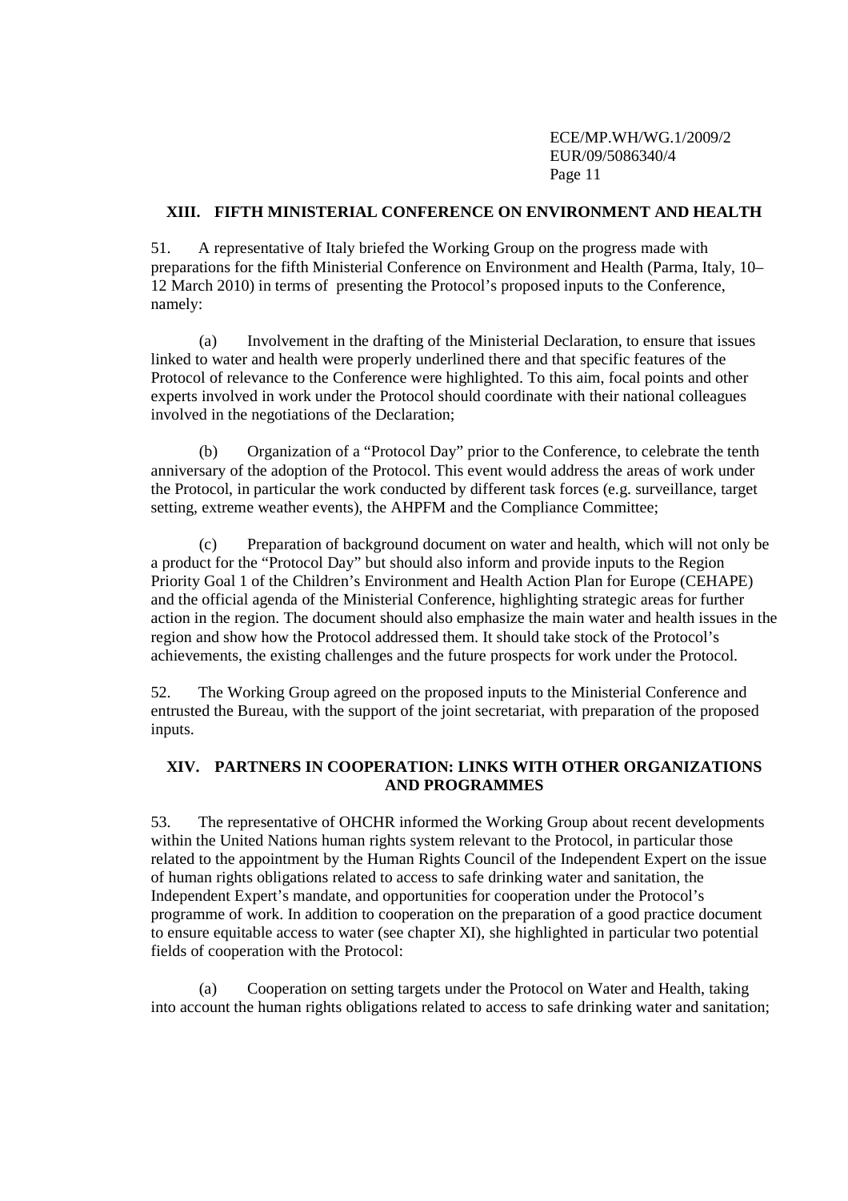## XIII. FIFTH MINISTERIAL CONFERENCE ON ENVIRONMENT AND HEALTH

51. A representative of Italy briefed the Working Group on the progress made with preparations for the fifth Ministerial Conference on Environment and Health (Parma, Italy, 10–12 March 2010) in terms of presenting the Protocol's proposed inputs to the Conference, namely:

(a) Involvement in the drafting of the Ministerial Declaration, to ensure that issues linked to water and health were properly underlined there and that specific features of the Protocol of relevance to the Conference were highlighted. To this aim, focal points and other experts involved in work under the Protocol should coordinate with their national colleagues involved in the negotiations of the Declaration;

(b) Organization of a "Protocol Day" prior to the Conference, to celebrate the tenth anniversary of the adoption of the Protocol. This event would address the areas of work under the Protocol, in particular the work conducted by different task forces (e.g. surveillance, target setting, extreme weather events), the AHPFM and the Compliance Committee;

(c) Preparation of background document on water and health, which will not only be a product for the "Protocol Day" but should also inform and provide inputs to the Region Priority Goal 1 of the Children's Environment and Health Action Plan for Europe (CEHAPE) and the official agenda of the Ministerial Conference, highlighting strategic areas for further action in the region. The document should also emphasize the main water and health issues in the region and show how the Protocol addressed them. It should take stock of the Protocol's achievements, the existing challenges and the future prospects for work under the Protocol.

52. The Working Group agreed on the proposed inputs to the Ministerial Conference and entrusted the Bureau, with the support of the joint secretariat, with preparation of the proposed inputs.

## XIV. PARTNERS IN COOPERATION: LINKS WITH OTHER ORGANIZATIONS AND PROGRAMMES

53. The representative of OHCHR informed the Working Group about recent developments within the United Nations human rights system relevant to the Protocol, in particular those related to the appointment by the Human Rights Council of the Independent Expert on the issue of human rights obligations related to access to safe drinking water and sanitation, the Independent Expert's mandate, and opportunities for cooperation under the Protocol's programme of work. In addition to cooperation on the preparation of a good practice document to ensure equitable access to water (see chapter XI), she highlighted in particular two potential fields of cooperation with the Protocol:

(a) Cooperation on setting targets under the Protocol on Water and Health, taking into account the human rights obligations related to access to safe drinking water and sanitation;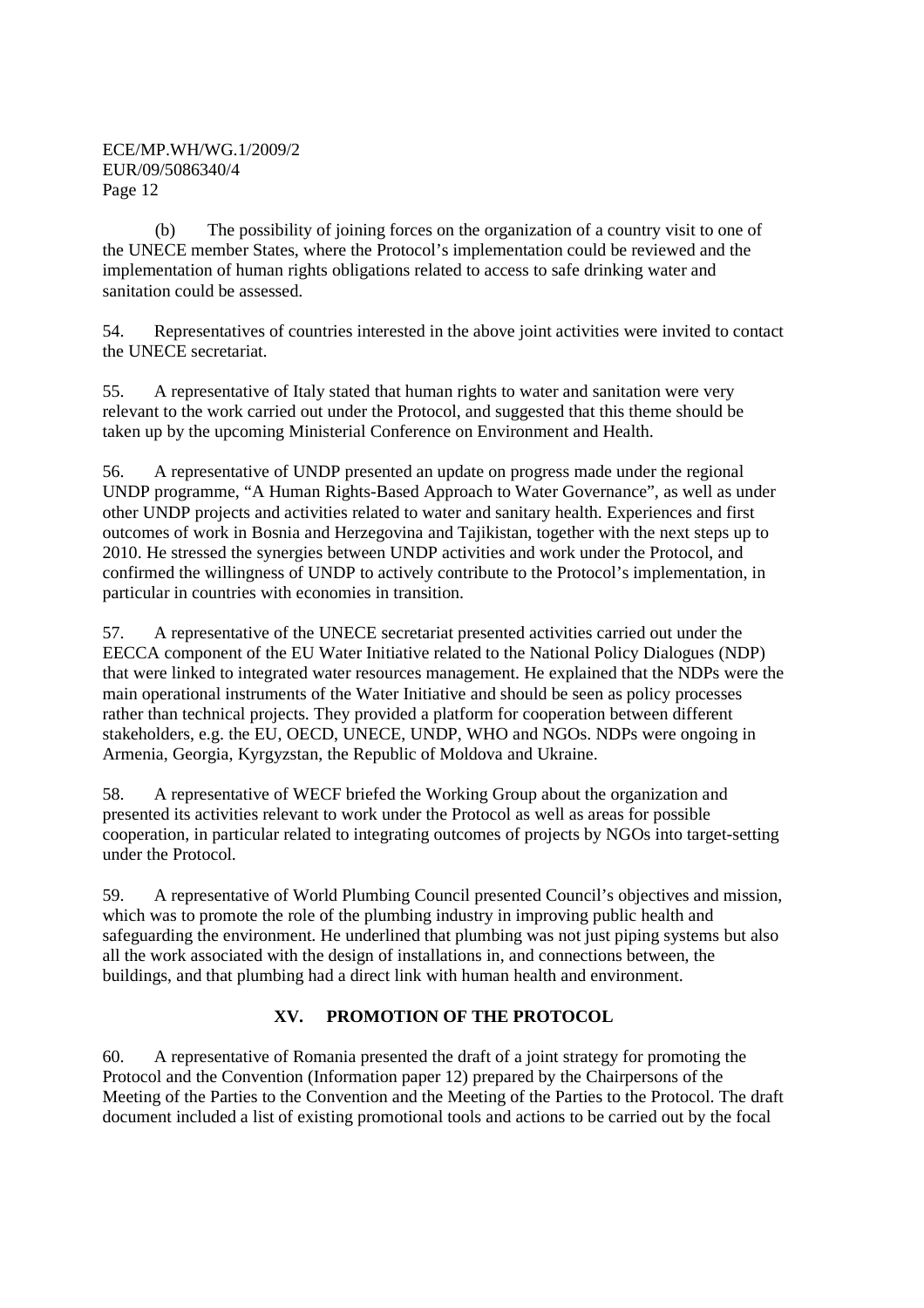(b) The possibility of joining forces on the organization of a country visit to one of the UNECE member States, where the Protocol's implementation could be reviewed and the implementation of human rights obligations related to access to safe drinking water and sanitation could be assessed.

54. Representatives of countries interested in the above joint activities were invited to contact the UNECE secretariat.

55. A representative of Italy stated that human rights to water and sanitation were very relevant to the work carried out under the Protocol, and suggested that this theme should be taken up by the upcoming Ministerial Conference on Environment and Health.

56. A representative of UNDP presented an update on progress made under the regional UNDP programme, "A Human Rights-Based Approach to Water Governance", as well as under other UNDP projects and activities related to water and sanitary health. Experiences and first outcomes of work in Bosnia and Herzegovina and Tajikistan, together with the next steps up to 2010. He stressed the synergies between UNDP activities and work under the Protocol, and confirmed the willingness of UNDP to actively contribute to the Protocol's implementation, in particular in countries with economies in transition.

57. A representative of the UNECE secretariat presented activities carried out under the EECCA component of the EU Water Initiative related to the National Policy Dialogues (NDP) that were linked to integrated water resources management. He explained that the NDPs were the main operational instruments of the Water Initiative and should be seen as policy processes rather than technical projects. They provided a platform for cooperation between different stakeholders, e.g. the EU, OECD, UNECE, UNDP, WHO and NGOs. NDPs were ongoing in Armenia, Georgia, Kyrgyzstan, the Republic of Moldova and Ukraine.

58. A representative of WECF briefed the Working Group about the organization and presented its activities relevant to work under the Protocol as well as areas for possible cooperation, in particular related to integrating outcomes of projects by NGOs into target-setting under the Protocol.

59. A representative of World Plumbing Council presented Council's objectives and mission, which was to promote the role of the plumbing industry in improving public health and safeguarding the environment. He underlined that plumbing was not just piping systems but also all the work associated with the design of installations in, and connections between, the buildings, and that plumbing had a direct link with human health and environment.

## XV. PROMOTION OF THE PROTOCOL

60. A representative of Romania presented the draft of a joint strategy for promoting the Protocol and the Convention (Information paper 12) prepared by the Chairpersons of the Meeting of the Parties to the Convention and the Meeting of the Parties to the Protocol. The draft document included a list of existing promotional tools and actions to be carried out by the focal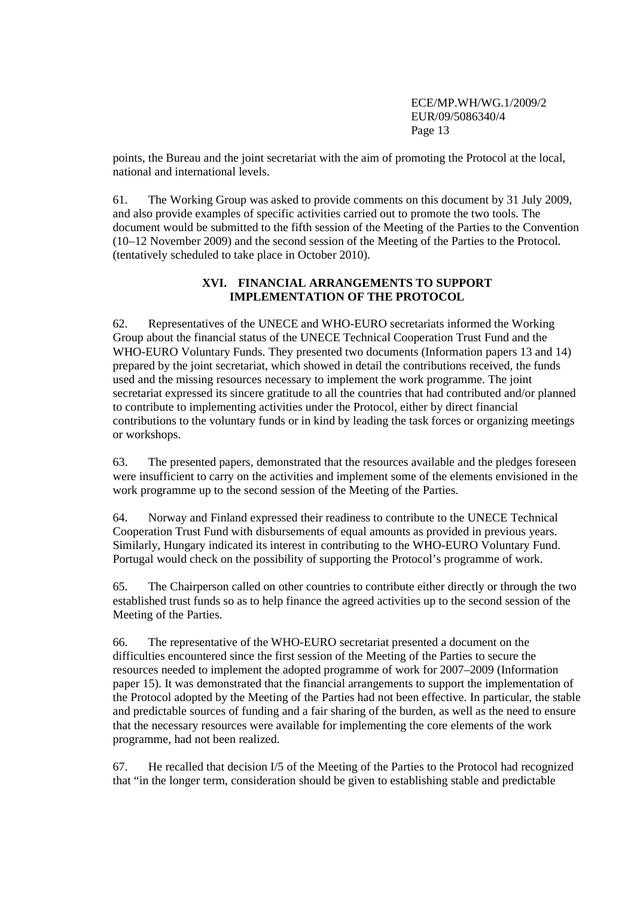points, the Bureau and the joint secretariat with the aim of promoting the Protocol at the local, national and international levels.

61. The Working Group was asked to provide comments on this document by 31 July 2009, and also provide examples of specific activities carried out to promote the two tools. The document would be submitted to the fifth session of the Meeting of the Parties to the Convention (10–12 November 2009) and the second session of the Meeting of the Parties to the Protocol. (tentatively scheduled to take place in October 2010).

## XVI. FINANCIAL ARRANGEMENTS TO SUPPORT IMPLEMENTATION OF THE PROTOCOL

62. Representatives of the UNECE and WHO-EURO secretariats informed the Working Group about the financial status of the UNECE Technical Cooperation Trust Fund and the WHO-EURO Voluntary Funds. They presented two documents (Information papers 13 and 14) prepared by the joint secretariat, which showed in detail the contributions received, the funds used and the missing resources necessary to implement the work programme. The joint secretariat expressed its sincere gratitude to all the countries that had contributed and/or planned to contribute to implementing activities under the Protocol, either by direct financial contributions to the voluntary funds or in kind by leading the task forces or organizing meetings or workshops.

63. The presented papers, demonstrated that the resources available and the pledges foreseen were insufficient to carry on the activities and implement some of the elements envisioned in the work programme up to the second session of the Meeting of the Parties.

64. Norway and Finland expressed their readiness to contribute to the UNECE Technical Cooperation Trust Fund with disbursements of equal amounts as provided in previous years. Similarly, Hungary indicated its interest in contributing to the WHO-EURO Voluntary Fund. Portugal would check on the possibility of supporting the Protocol's programme of work.

65. The Chairperson called on other countries to contribute either directly or through the two established trust funds so as to help finance the agreed activities up to the second session of the Meeting of the Parties.

66. The representative of the WHO-EURO secretariat presented a document on the difficulties encountered since the first session of the Meeting of the Parties to secure the resources needed to implement the adopted programme of work for 2007–2009 (Information paper 15). It was demonstrated that the financial arrangements to support the implementation of the Protocol adopted by the Meeting of the Parties had not been effective. In particular, the stable and predictable sources of funding and a fair sharing of the burden, as well as the need to ensure that the necessary resources were available for implementing the core elements of the work programme, had not been realized.

67. He recalled that decision I/5 of the Meeting of the Parties to the Protocol had recognized that "in the longer term, consideration should be given to establishing stable and predictable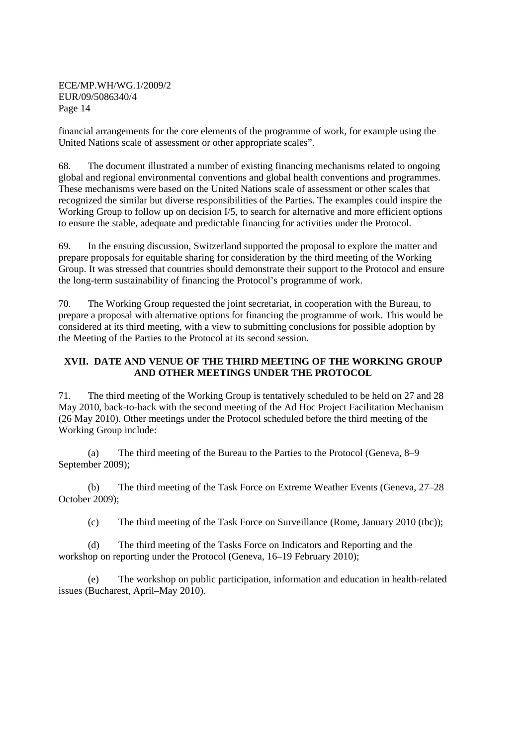financial arrangements for the core elements of the programme of work, for example using the United Nations scale of assessment or other appropriate scales".

68. The document illustrated a number of existing financing mechanisms related to ongoing global and regional environmental conventions and global health conventions and programmes. These mechanisms were based on the United Nations scale of assessment or other scales that recognized the similar but diverse responsibilities of the Parties. The examples could inspire the Working Group to follow up on decision I/5, to search for alternative and more efficient options to ensure the stable, adequate and predictable financing for activities under the Protocol.

69. In the ensuing discussion, Switzerland supported the proposal to explore the matter and prepare proposals for equitable sharing for consideration by the third meeting of the Working Group. It was stressed that countries should demonstrate their support to the Protocol and ensure the long-term sustainability of financing the Protocol's programme of work.

70. The Working Group requested the joint secretariat, in cooperation with the Bureau, to prepare a proposal with alternative options for financing the programme of work. This would be considered at its third meeting, with a view to submitting conclusions for possible adoption by the Meeting of the Parties to the Protocol at its second session.

## XVII. DATE AND VENUE OF THE THIRD MEETING OF THE WORKING GROUP AND OTHER MEETINGS UNDER THE PROTOCOL

71. The third meeting of the Working Group is tentatively scheduled to be held on 27 and 28 May 2010, back-to-back with the second meeting of the Ad Hoc Project Facilitation Mechanism (26 May 2010). Other meetings under the Protocol scheduled before the third meeting of the Working Group include:

(a) The third meeting of the Bureau to the Parties to the Protocol (Geneva, 8–9 September 2009);

(b) The third meeting of the Task Force on Extreme Weather Events (Geneva, 27–28 October 2009);

(c) The third meeting of the Task Force on Surveillance (Rome, January 2010 (tbc));

(d) The third meeting of the Tasks Force on Indicators and Reporting and the workshop on reporting under the Protocol (Geneva, 16–19 February 2010);

(e) The workshop on public participation, information and education in health-related issues (Bucharest, April–May 2010).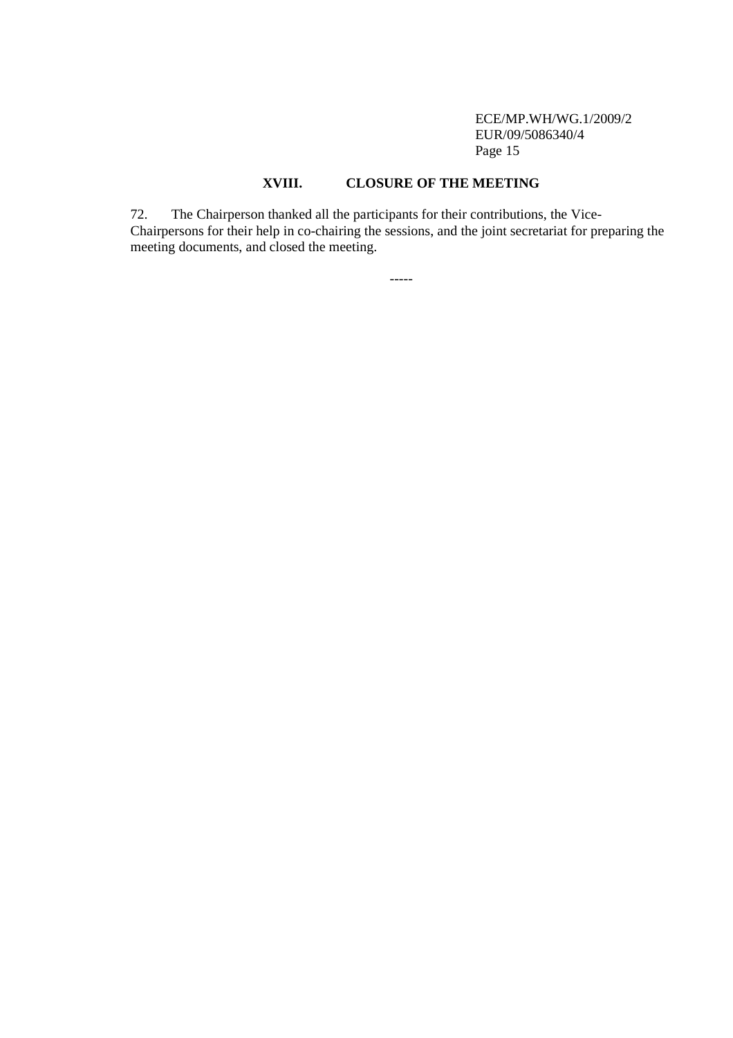## XVIII. CLOSURE OF THE MEETING

72. The Chairperson thanked all the participants for their contributions, the Vice-Chairpersons for their help in co-chairing the sessions, and the joint secretariat for preparing the meeting documents, and closed the meeting.

-----